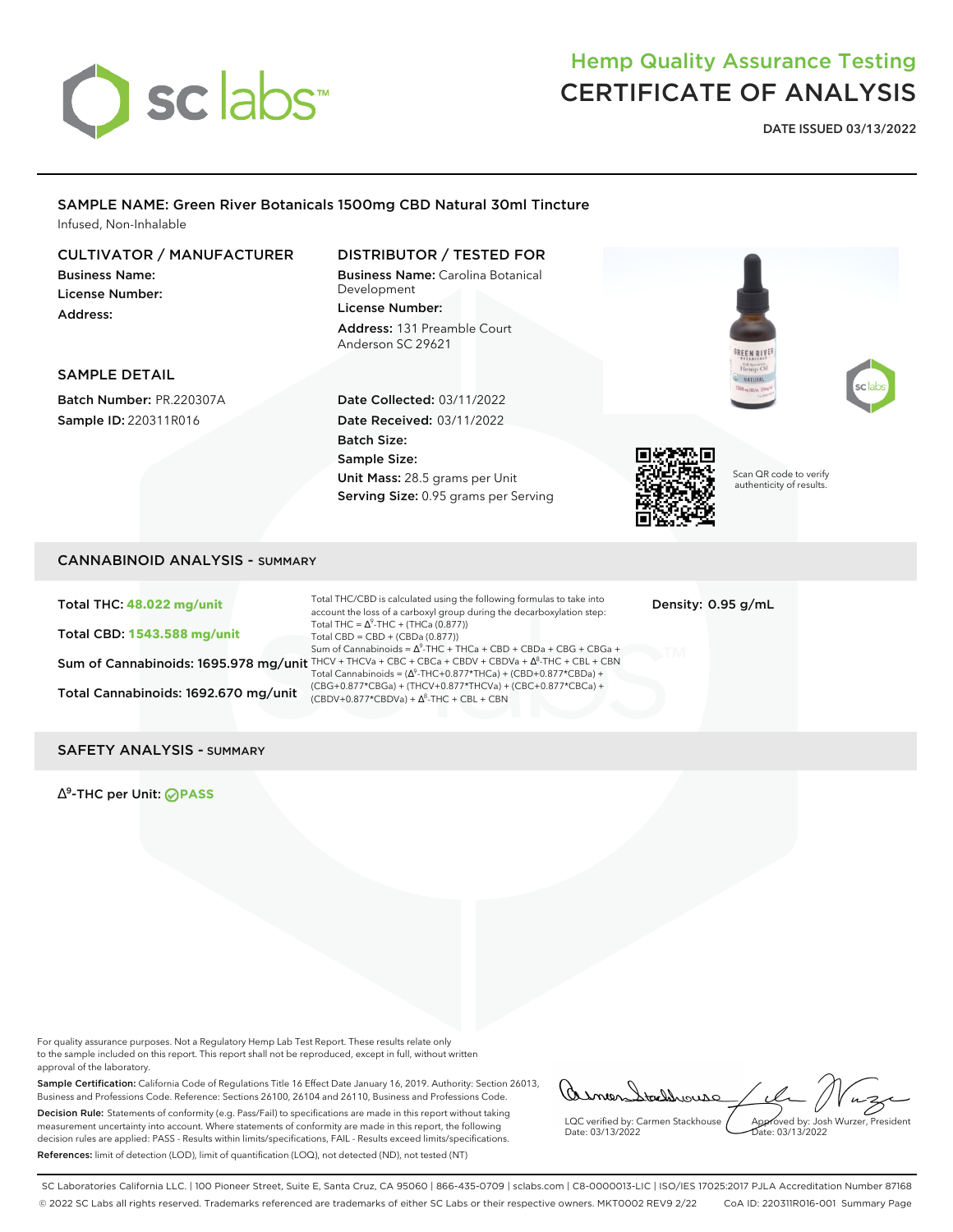# Hemp Quality Assurance Testing
# CERTIFICATE OF ANALYSIS

**DATE ISSUED 03/13/2022**

## SAMPLE NAME: Green River Botanicals 1500mg CBD Natural 30ml Tincture

Infused, Non-Inhalable

### CULTIVATOR / MANUFACTURER

**Business Name:**
**License Number:**
**Address:**

### DISTRIBUTOR / TESTED FOR

**Business Name:** Carolina Botanical Development
**License Number:**
**Address:** 131 Preamble Court Anderson SC 29621

### SAMPLE DETAIL

**Batch Number:** PR.220307A
**Sample ID:** 220311R016

**Date Collected:** 03/11/2022
**Date Received:** 03/11/2022
**Batch Size:**
**Sample Size:**
**Unit Mass:** 28.5 grams per Unit
**Serving Size:** 0.95 grams per Serving

Scan QR code to verify authenticity of results.

## CANNABINOID ANALYSIS - SUMMARY

**Total THC: 48.022 mg/unit**

**Total CBD: 1543.588 mg/unit**

**Sum of Cannabinoids: 1695.978 mg/unit**

**Total Cannabinoids: 1692.670 mg/unit**

Total THC/CBD is calculated using the following formulas to take into account the loss of a carboxyl group during the decarboxylation step:
Total THC = $\Delta^9$-THC + (THCa (0.877))
Total CBD = CBD + (CBDa (0.877))
Sum of Cannabinoids = $\Delta^9$-THC + THCa + CBD + CBDa + CBG + CBGa + THCV + THCVa + CBC + CBCa + CBDV + CBDVa + $\Delta^8$-THC + CBL + CBN
Total Cannabinoids = ($\Delta^9$-THC+0.877*THCa) + (CBD+0.877*CBDa) + (CBG+0.877*CBGa) + (THCV+0.877*THCVa) + (CBC+0.877*CBCa) + (CBDV+0.877*CBDVa) + $\Delta^8$-THC + CBL + CBN

**Density: 0.95 g/mL**

## SAFETY ANALYSIS - SUMMARY

$\Delta^9$-THC per Unit: **PASS**

For quality assurance purposes. Not a Regulatory Hemp Lab Test Report. These results relate only to the sample included on this report. This report shall not be reproduced, except in full, without written approval of the laboratory.

**Sample Certification:** California Code of Regulations Title 16 Effect Date January 16, 2019. Authority: Section 26013, Business and Professions Code. Reference: Sections 26100, 26104 and 26110, Business and Professions Code.

**Decision Rule:** Statements of conformity (e.g. Pass/Fail) to specifications are made in this report without taking measurement uncertainty into account. Where statements of conformity are made in this report, the following decision rules are applied: PASS - Results within limits/specifications, FAIL - Results exceed limits/specifications.

**References:** limit of detection (LOD), limit of quantification (LOQ), not detected (ND), not tested (NT)

LQC verified by: Carmen Stackhouse
Date: 03/13/2022

Approved by: Josh Wurzer, President
Date: 03/13/2022

SC Laboratories California LLC. | 100 Pioneer Street, Suite E, Santa Cruz, CA 95060 | 866-435-0709 | sclabs.com | C8-0000013-LIC | ISO/IES 17025:2017 PJLA Accreditation Number 87168
© 2022 SC Labs all rights reserved. Trademarks referenced are trademarks of either SC Labs or their respective owners. MKT0002 REV9 2/22 CoA ID: 220311R016-001 Summary Page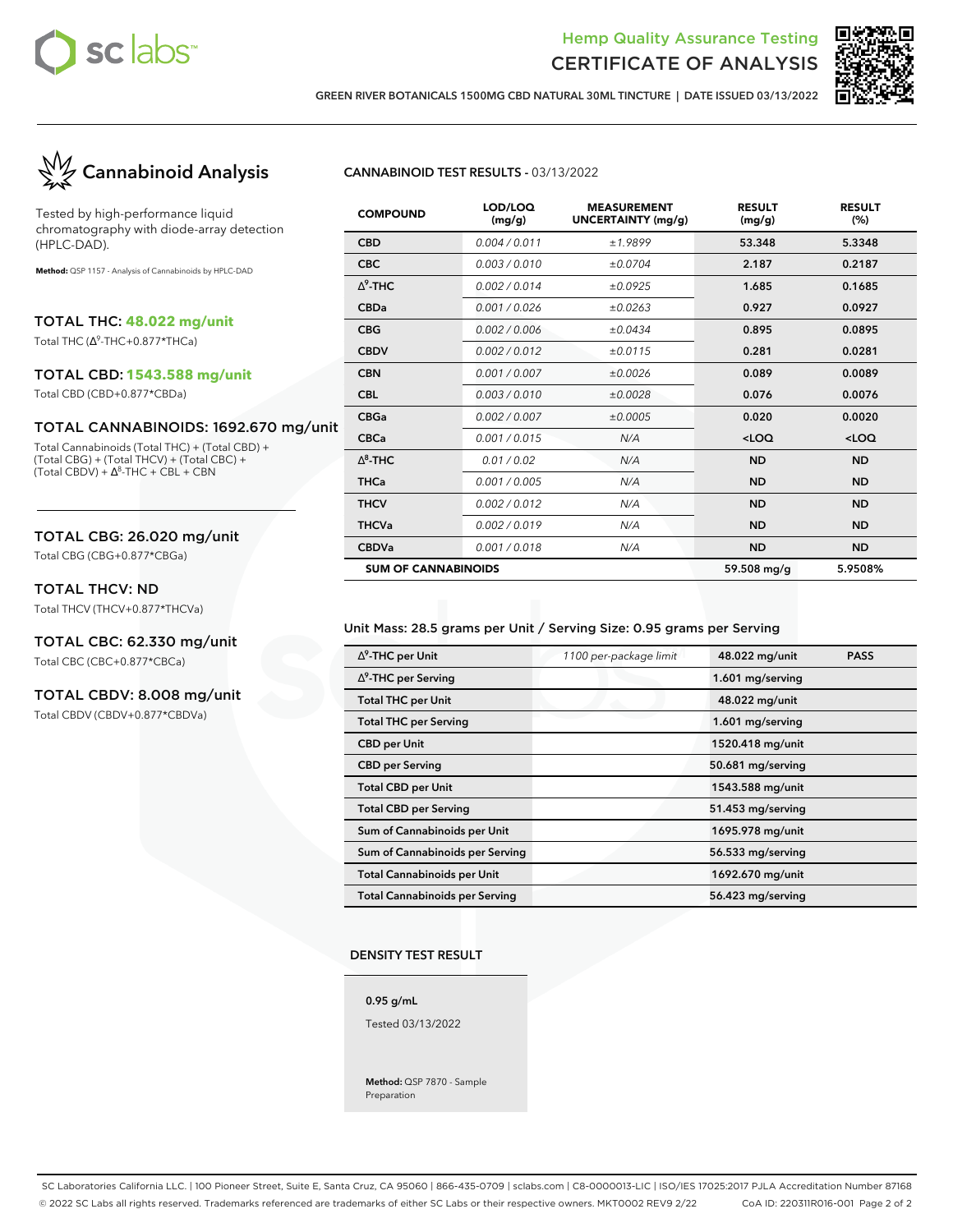Hemp Quality Assurance Testing
CERTIFICATE OF ANALYSIS

GREEN RIVER BOTANICALS 1500MG CBD NATURAL 30ML TINCTURE | DATE ISSUED 03/13/2022

## Cannabinoid Analysis

Tested by high-performance liquid chromatography with diode-array detection (HPLC-DAD).

**Method:** QSP 1157 - Analysis of Cannabinoids by HPLC-DAD

### TOTAL THC: 48.022 mg/unit

Total THC (Δ9-THC+0.877*THCa)

### TOTAL CBD: 1543.588 mg/unit

Total CBD (CBD+0.877*CBDa)

### TOTAL CANNABINOIDS: 1692.670 mg/unit

Total Cannabinoids (Total THC) + (Total CBD) + (Total CBG) + (Total THCV) + (Total CBC) + (Total CBDV) + Δ8-THC + CBL + CBN

### TOTAL CBG: 26.020 mg/unit

Total CBG (CBG+0.877*CBGa)

### TOTAL THCV: ND

Total THCV (THCV+0.877*THCVa)

### TOTAL CBC: 62.330 mg/unit

Total CBC (CBC+0.877*CBCa)

### TOTAL CBDV: 8.008 mg/unit

Total CBDV (CBDV+0.877*CBDVa)

**CANNABINOID TEST RESULTS** - 03/13/2022

| COMPOUND | LOD/LOQ (mg/g) | MEASUREMENT UNCERTAINTY (mg/g) | RESULT (mg/g) | RESULT (%) |
|---|---|---|---|---|
| CBD | 0.004 / 0.011 | ±1.9899 | 53.348 | 5.3348 |
| CBC | 0.003 / 0.010 | ±0.0704 | 2.187 | 0.2187 |
| Δ9-THC | 0.002 / 0.014 | ±0.0925 | 1.685 | 0.1685 |
| CBDa | 0.001 / 0.026 | ±0.0263 | 0.927 | 0.0927 |
| CBG | 0.002 / 0.006 | ±0.0434 | 0.895 | 0.0895 |
| CBDV | 0.002 / 0.012 | ±0.0115 | 0.281 | 0.0281 |
| CBN | 0.001 / 0.007 | ±0.0026 | 0.089 | 0.0089 |
| CBL | 0.003 / 0.010 | ±0.0028 | 0.076 | 0.0076 |
| CBGa | 0.002 / 0.007 | ±0.0005 | 0.020 | 0.0020 |
| CBCa | 0.001 / 0.015 | N/A | <LOQ | <LOQ |
| Δ8-THC | 0.01 / 0.02 | N/A | ND | ND |
| THCa | 0.001 / 0.005 | N/A | ND | ND |
| THCV | 0.002 / 0.012 | N/A | ND | ND |
| THCVa | 0.002 / 0.019 | N/A | ND | ND |
| CBDVa | 0.001 / 0.018 | N/A | ND | ND |
| **SUM OF CANNABINOIDS** | | | 59.508 mg/g | 5.9508% |

Unit Mass: 28.5 grams per Unit / Serving Size: 0.95 grams per Serving

| | | | |
|---|---|---|---|
| Δ9-THC per Unit | 1100 per-package limit | 48.022 mg/unit | PASS |
| Δ9-THC per Serving | | 1.601 mg/serving | |
| Total THC per Unit | | 48.022 mg/unit | |
| Total THC per Serving | | 1.601 mg/serving | |
| CBD per Unit | | 1520.418 mg/unit | |
| CBD per Serving | | 50.681 mg/serving | |
| Total CBD per Unit | | 1543.588 mg/unit | |
| Total CBD per Serving | | 51.453 mg/serving | |
| Sum of Cannabinoids per Unit | | 1695.978 mg/unit | |
| Sum of Cannabinoids per Serving | | 56.533 mg/serving | |
| Total Cannabinoids per Unit | | 1692.670 mg/unit | |
| Total Cannabinoids per Serving | | 56.423 mg/serving | |

**DENSITY TEST RESULT**

0.95 g/mL

Tested 03/13/2022

**Method:** QSP 7870 - Sample Preparation

SC Laboratories California LLC. | 100 Pioneer Street, Suite E, Santa Cruz, CA 95060 | 866-435-0709 | sclabs.com | C8-0000013-LIC | ISO/IES 17025:2017 PJLA Accreditation Number 87168
© 2022 SC Labs all rights reserved. Trademarks referenced are trademarks of either SC Labs or their respective owners. MKT0002 REV9 2/22 CoA ID: 220311R016-001